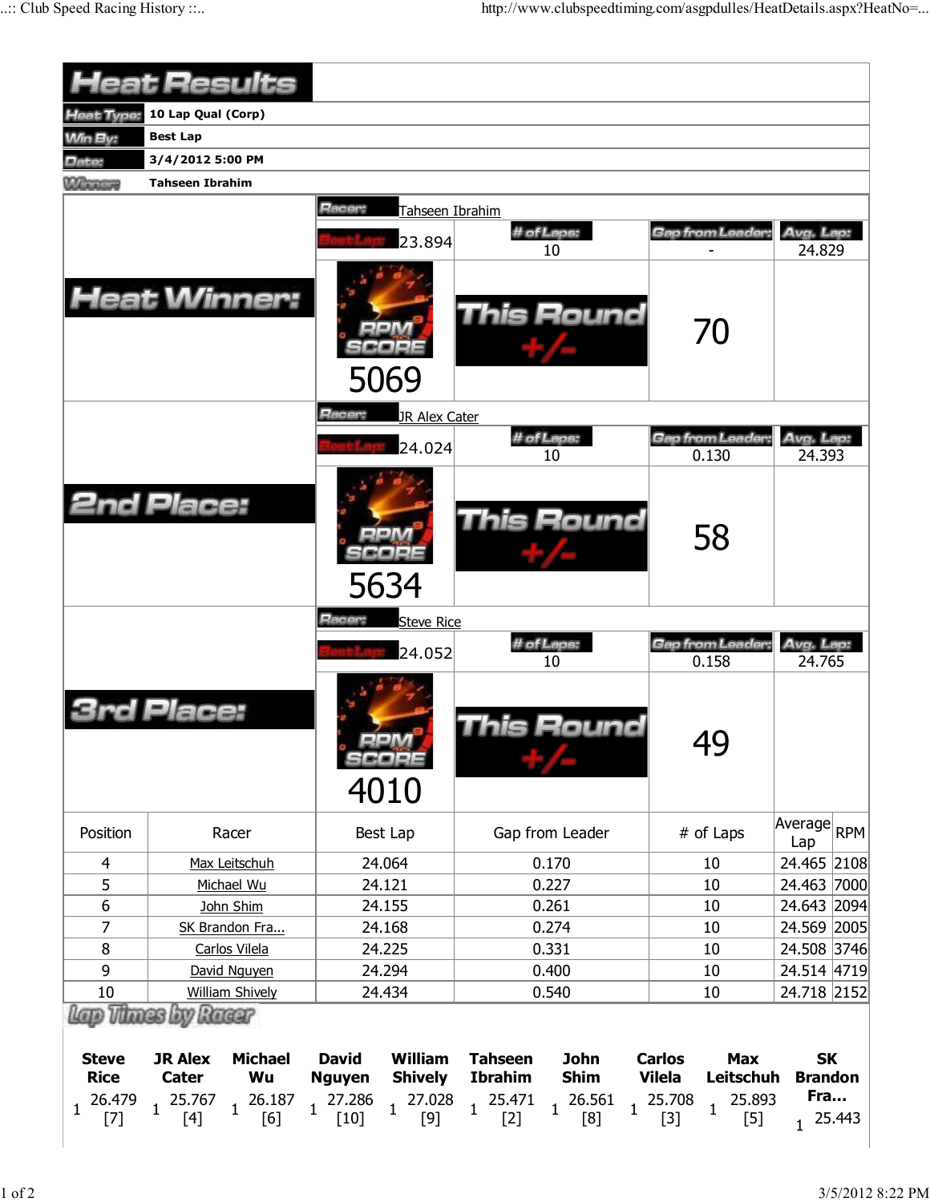# Heat Results

| | |
|---|---|
| Heat Type: | 10 Lap Qual (Corp) |
| Win By: | Best Lap |
| Date: | 3/4/2012 5:00 PM |
| Winner: | Tahseen Ibrahim |

## Heat Winner:

Racer: Tahseen Ibrahim

| Best Lap | # of Laps | Gap from Leader | Avg. Lap |
|---|---|---|---|
| 23.894 | 10 | - | 24.829 |

RPM SCORE: 5069

This Round +/-: 70

## 2nd Place:

Racer: JR Alex Cater

| Best Lap | # of Laps | Gap from Leader | Avg. Lap |
|---|---|---|---|
| 24.024 | 10 | 0.130 | 24.393 |

RPM SCORE: 5634

This Round +/-: 58

## 3rd Place:

Racer: Steve Rice

| Best Lap | # of Laps | Gap from Leader | Avg. Lap |
|---|---|---|---|
| 24.052 | 10 | 0.158 | 24.765 |

RPM SCORE: 4010

This Round +/-: 49

| Position | Racer | Best Lap | Gap from Leader | # of Laps | Average Lap | RPM |
|---|---|---|---|---|---|---|
| 4 | Max Leitschuh | 24.064 | 0.170 | 10 | 24.465 | 2108 |
| 5 | Michael Wu | 24.121 | 0.227 | 10 | 24.463 | 7000 |
| 6 | John Shim | 24.155 | 0.261 | 10 | 24.643 | 2094 |
| 7 | SK Brandon Fra... | 24.168 | 0.274 | 10 | 24.569 | 2005 |
| 8 | Carlos Vilela | 24.225 | 0.331 | 10 | 24.508 | 3746 |
| 9 | David Nguyen | 24.294 | 0.400 | 10 | 24.514 | 4719 |
| 10 | William Shively | 24.434 | 0.540 | 10 | 24.718 | 2152 |

## Lap Times by Racer

| Steve Rice | JR Alex Cater | Michael Wu | David Nguyen | William Shively | Tahseen Ibrahim | John Shim | Carlos Vilela | Max Leitschuh | SK Brandon Fra... |
|---|---|---|---|---|---|---|---|---|---|
| 1 26.479 [7] | 1 25.767 [4] | 1 26.187 [6] | 1 27.286 [10] | 1 27.028 [9] | 1 25.471 [2] | 1 26.561 [8] | 1 25.708 [3] | 1 25.893 [5] | 1 25.443 |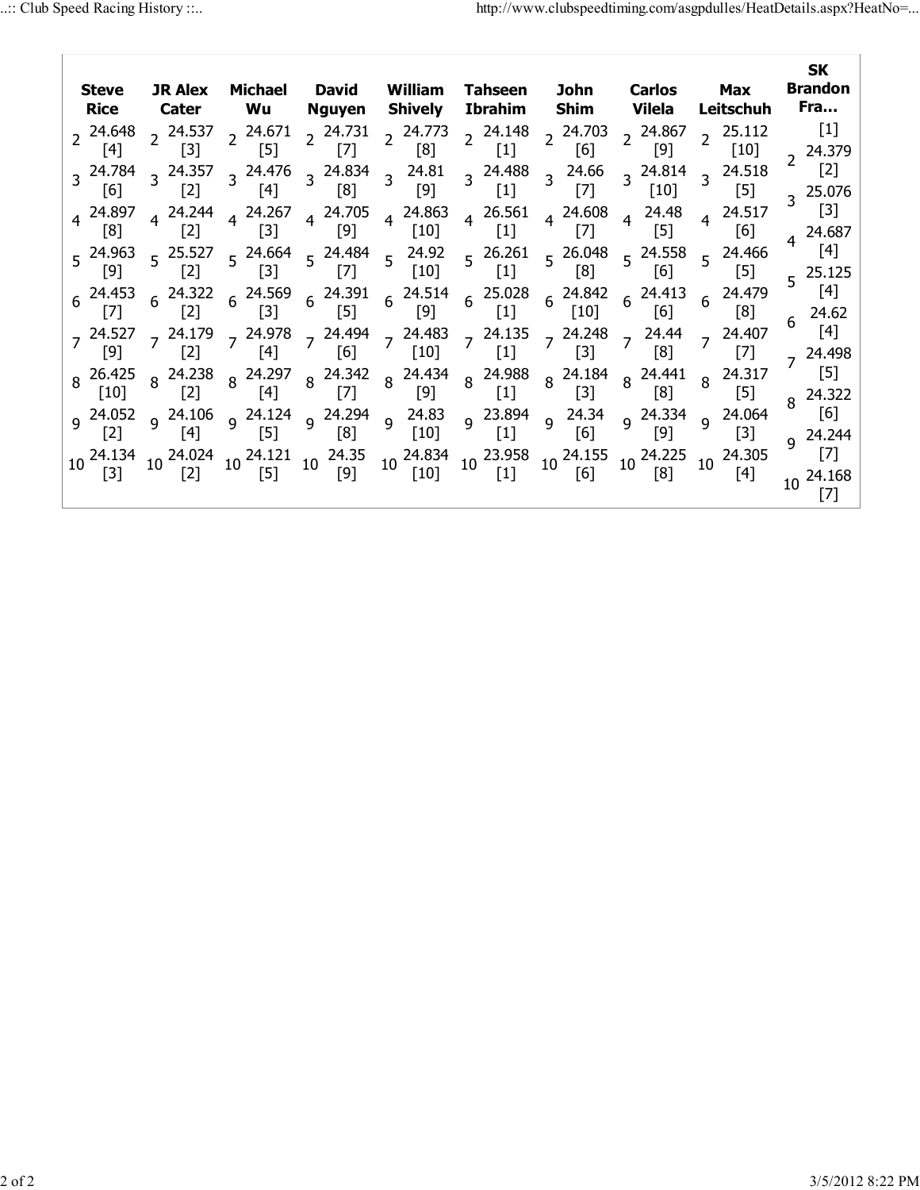| Lap | Steve Rice | JR Alex Cater | Michael Wu | David Nguyen | William Shively | Tahseen Ibrahim | John Shim | Carlos Vilela | Max Leitschuh | SK Brandon Fra… |
|---|---|---|---|---|---|---|---|---|---|---|
| | | | | | | | | | | [1] |
| 2 | 24.648 [4] | 24.537 [3] | 24.671 [5] | 24.731 [7] | 24.773 [8] | 24.148 [1] | 24.703 [6] | 24.867 [9] | 25.112 [10] | 24.379 [2] |
| 3 | 24.784 [6] | 24.357 [2] | 24.476 [4] | 24.834 [8] | 24.81 [9] | 24.488 [1] | 24.66 [7] | 24.814 [10] | 24.518 [5] | 25.076 [3] |
| 4 | 24.897 [8] | 24.244 [2] | 24.267 [3] | 24.705 [9] | 24.863 [10] | 26.561 [1] | 24.608 [7] | 24.48 [5] | 24.517 [6] | 24.687 [4] |
| 5 | 24.963 [9] | 25.527 [2] | 24.664 [3] | 24.484 [7] | 24.92 [10] | 26.261 [1] | 26.048 [8] | 24.558 [6] | 24.466 [5] | 25.125 [4] |
| 6 | 24.453 [7] | 24.322 [2] | 24.569 [3] | 24.391 [5] | 24.514 [9] | 25.028 [1] | 24.842 [10] | 24.413 [6] | 24.479 [8] | 24.62 [4] |
| 7 | 24.527 [9] | 24.179 [2] | 24.978 [4] | 24.494 [6] | 24.483 [10] | 24.135 [1] | 24.248 [3] | 24.44 [8] | 24.407 [7] | 24.498 [5] |
| 8 | 26.425 [10] | 24.238 [2] | 24.297 [4] | 24.342 [7] | 24.434 [9] | 24.988 [1] | 24.184 [3] | 24.441 [8] | 24.317 [5] | 24.322 [6] |
| 9 | 24.052 [2] | 24.106 [4] | 24.124 [5] | 24.294 [8] | 24.83 [10] | 23.894 [1] | 24.34 [6] | 24.334 [9] | 24.064 [3] | 24.244 [7] |
| 10 | 24.134 [3] | 24.024 [2] | 24.121 [5] | 24.35 [9] | 24.834 [10] | 23.958 [1] | 24.155 [6] | 24.225 [8] | 24.305 [4] | 24.168 [7] |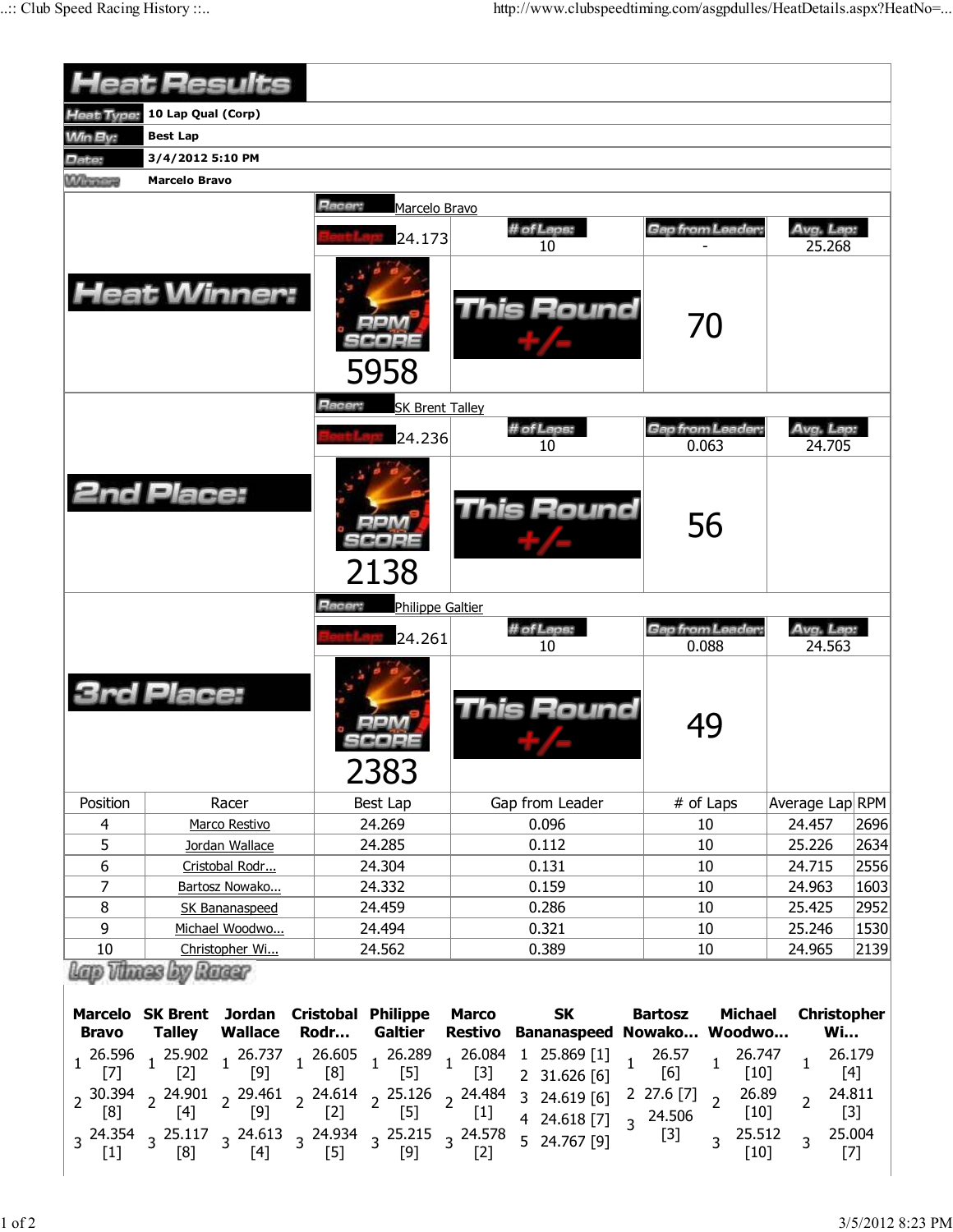# Heat Results

| | |
|---|---|
| Heat Type: | 10 Lap Qual (Corp) |
| Win By: | Best Lap |
| Date: | 3/4/2012 5:10 PM |
| Winner: | Marcelo Bravo |

## Heat Winner:

Racer: Marcelo Bravo

| Best Lap: | # of Laps: | Gap from Leader: | Avg. Lap: |
|---|---|---|---|
| 24.173 | 10 | - | 25.268 |

RPM SCORE: 5958

This Round +/-: 70

## 2nd Place:

Racer: SK Brent Talley

| Best Lap: | # of Laps: | Gap from Leader: | Avg. Lap: |
|---|---|---|---|
| 24.236 | 10 | 0.063 | 24.705 |

RPM SCORE: 2138

This Round +/-: 56

## 3rd Place:

Racer: Philippe Galtier

| Best Lap: | # of Laps: | Gap from Leader: | Avg. Lap: |
|---|---|---|---|
| 24.261 | 10 | 0.088 | 24.563 |

RPM SCORE: 2383

This Round +/-: 49

| Position | Racer | Best Lap | Gap from Leader | # of Laps | Average Lap | RPM |
|---|---|---|---|---|---|---|
| 4 | Marco Restivo | 24.269 | 0.096 | 10 | 24.457 | 2696 |
| 5 | Jordan Wallace | 24.285 | 0.112 | 10 | 25.226 | 2634 |
| 6 | Cristobal Rodr... | 24.304 | 0.131 | 10 | 24.715 | 2556 |
| 7 | Bartosz Nowako... | 24.332 | 0.159 | 10 | 24.963 | 1603 |
| 8 | SK Bananaspeed | 24.459 | 0.286 | 10 | 25.425 | 2952 |
| 9 | Michael Woodwo... | 24.494 | 0.321 | 10 | 25.246 | 1530 |
| 10 | Christopher Wi... | 24.562 | 0.389 | 10 | 24.965 | 2139 |

## Lap Times by Racer

| Marcelo Bravo | SK Brent Talley | Jordan Wallace | Cristobal Rodr... | Philippe Galtier | Marco Restivo | SK Bananaspeed | Bartosz Nowako... | Michael Woodwo... | Christopher Wi... |
|---|---|---|---|---|---|---|---|---|---|
| 1 26.596 [7] | 1 25.902 [2] | 1 26.737 [9] | 1 26.605 [8] | 1 26.289 [5] | 1 26.084 [3] | 1 25.869 [1] | 1 26.57 [6] | 1 26.747 [10] | 1 26.179 [4] |
| 2 30.394 [8] | 2 24.901 [4] | 2 29.461 [9] | 2 24.614 [2] | 2 25.126 [5] | 2 24.484 [1] | 2 31.626 [6] | 2 27.6 [7] | 2 26.89 [10] | 2 24.811 [3] |
| 3 24.354 [1] | 3 25.117 [8] | 3 24.613 [4] | 3 24.934 [5] | 3 25.215 [9] | 3 24.578 [2] | 3 24.619 [6] | 3 24.506 [3] | 3 25.512 [10] | 3 25.004 [7] |
| | | | | | | 4 24.618 [7] | | | |
| | | | | | | 5 24.767 [9] | | | |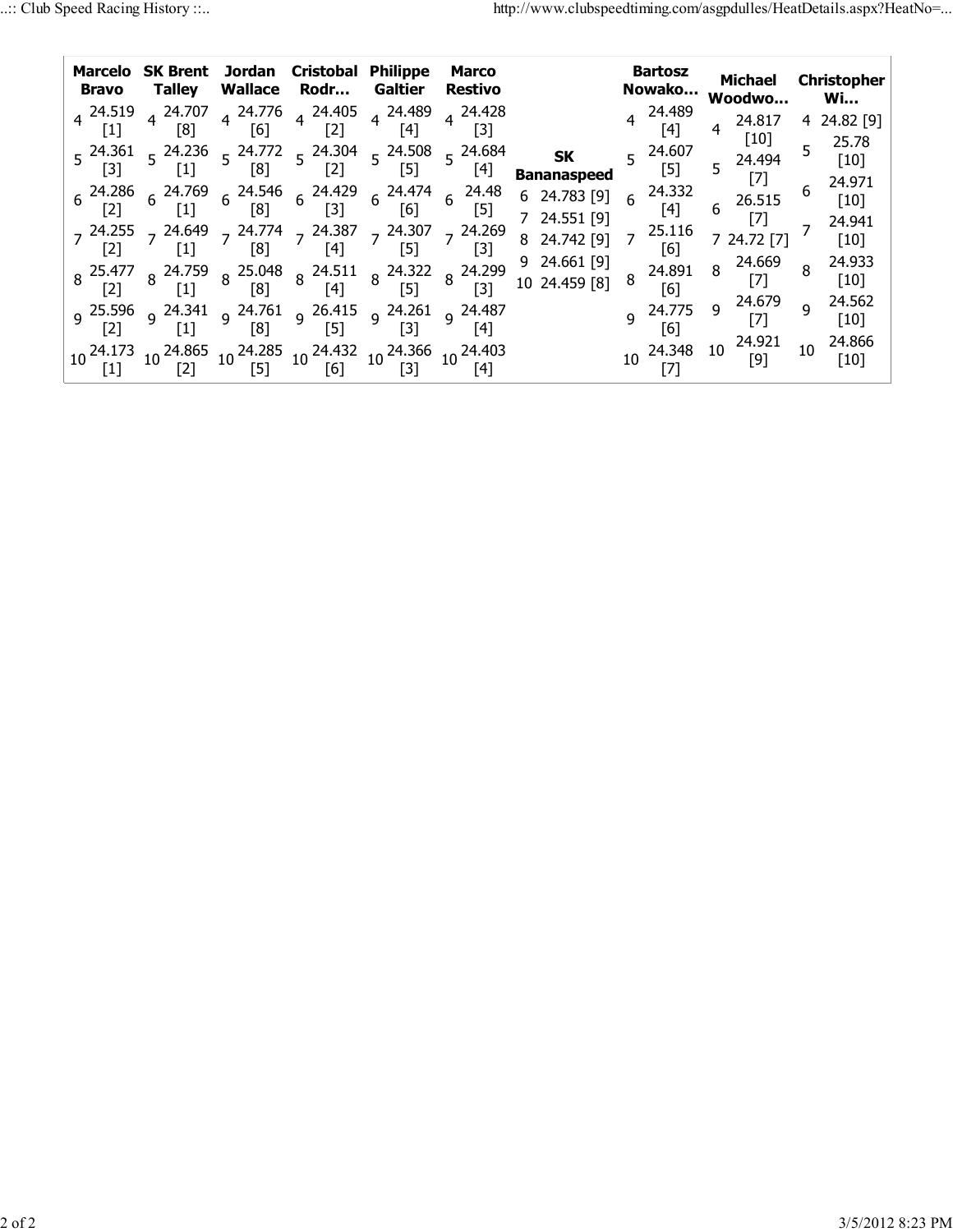| Marcelo Bravo | SK Brent Talley | Jordan Wallace | Cristobal Rodr… | Philippe Galtier | Marco Restivo | SK Bananaspeed | Bartosz Nowako… | Michael Woodwo… | Christopher Wi… |
|---|---|---|---|---|---|---|---|---|---|
| 4 24.519 [1] | 4 24.707 [8] | 4 24.776 [6] | 4 24.405 [2] | 4 24.489 [4] | 4 24.428 [3] | | 4 24.489 [4] | 4 24.817 [10] | 4 24.82 [9] |
| 5 24.361 [3] | 5 24.236 [1] | 5 24.772 [8] | 5 24.304 [2] | 5 24.508 [5] | 5 24.684 [4] | | 5 24.607 [5] | 5 24.494 [7] | 5 25.78 [10] |
| 6 24.286 [2] | 6 24.769 [1] | 6 24.546 [8] | 6 24.429 [3] | 6 24.474 [6] | 6 24.48 [5] | 6 24.783 [9] | 6 24.332 [4] | 6 26.515 [7] | 6 24.971 [10] |
| 7 24.255 [2] | 7 24.649 [1] | 7 24.774 [8] | 7 24.387 [4] | 7 24.307 [5] | 7 24.269 [3] | 7 24.551 [9] | 7 25.116 [6] | 7 24.72 [7] | 7 24.941 [10] |
| 8 25.477 [2] | 8 24.759 [1] | 8 25.048 [8] | 8 24.511 [4] | 8 24.322 [5] | 8 24.299 [3] | 8 24.742 [9] | 8 24.891 [6] | 8 24.669 [7] | 8 24.933 [10] |
| 9 25.596 [2] | 9 24.341 [1] | 9 24.761 [8] | 9 26.415 [5] | 9 24.261 [3] | 9 24.487 [4] | 9 24.661 [9] | 9 24.775 [6] | 9 24.679 [7] | 9 24.562 [10] |
| 10 24.173 [1] | 10 24.865 [2] | 10 24.285 [5] | 10 24.432 [6] | 10 24.366 [3] | 10 24.403 [4] | 10 24.459 [8] | 10 24.348 [7] | 10 24.921 [9] | 10 24.866 [10] |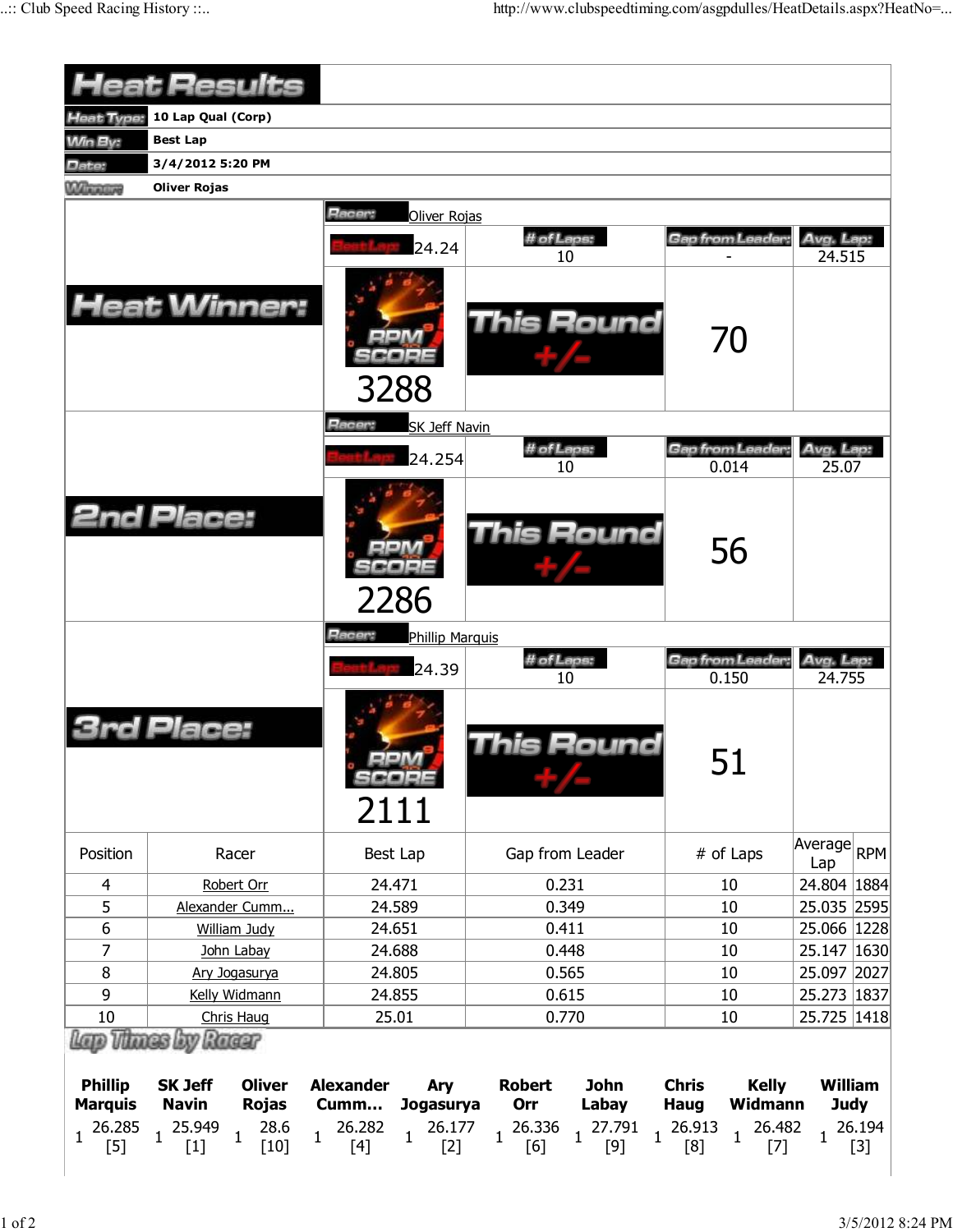# Heat Results

| | |
|---|---|
| Heat Type: | 10 Lap Qual (Corp) |
| Win By: | Best Lap |
| Date: | 3/4/2012 5:20 PM |
| Winner: | Oliver Rojas |

## Heat Winner:

Racer: Oliver Rojas

| Best Lap | # of Laps | Gap from Leader | Avg. Lap |
|---|---|---|---|
| 24.24 | 10 | - | 24.515 |

RPM SCORE: 3288

This Round +/-: 70

## 2nd Place:

Racer: SK Jeff Navin

| Best Lap | # of Laps | Gap from Leader | Avg. Lap |
|---|---|---|---|
| 24.254 | 10 | 0.014 | 25.07 |

RPM SCORE: 2286

This Round +/-: 56

## 3rd Place:

Racer: Phillip Marquis

| Best Lap | # of Laps | Gap from Leader | Avg. Lap |
|---|---|---|---|
| 24.39 | 10 | 0.150 | 24.755 |

RPM SCORE: 2111

This Round +/-: 51

| Position | Racer | Best Lap | Gap from Leader | # of Laps | Average Lap | RPM |
|---|---|---|---|---|---|---|
| 4 | Robert Orr | 24.471 | 0.231 | 10 | 24.804 | 1884 |
| 5 | Alexander Cumm... | 24.589 | 0.349 | 10 | 25.035 | 2595 |
| 6 | William Judy | 24.651 | 0.411 | 10 | 25.066 | 1228 |
| 7 | John Labay | 24.688 | 0.448 | 10 | 25.147 | 1630 |
| 8 | Ary Jogasurya | 24.805 | 0.565 | 10 | 25.097 | 2027 |
| 9 | Kelly Widmann | 24.855 | 0.615 | 10 | 25.273 | 1837 |
| 10 | Chris Haug | 25.01 | 0.770 | 10 | 25.725 | 1418 |

## Lap Times by Racer

| | Phillip Marquis | SK Jeff Navin | Oliver Rojas | Alexander Cumm... | Ary Jogasurya | Robert Orr | John Labay | Chris Haug | Kelly Widmann | William Judy |
|---|---|---|---|---|---|---|---|---|---|---|
| 1 | 26.285 [5] | 25.949 [1] | 28.6 [10] | 26.282 [4] | 26.177 [2] | 26.336 [6] | 27.791 [9] | 26.913 [8] | 26.482 [7] | 26.194 [3] |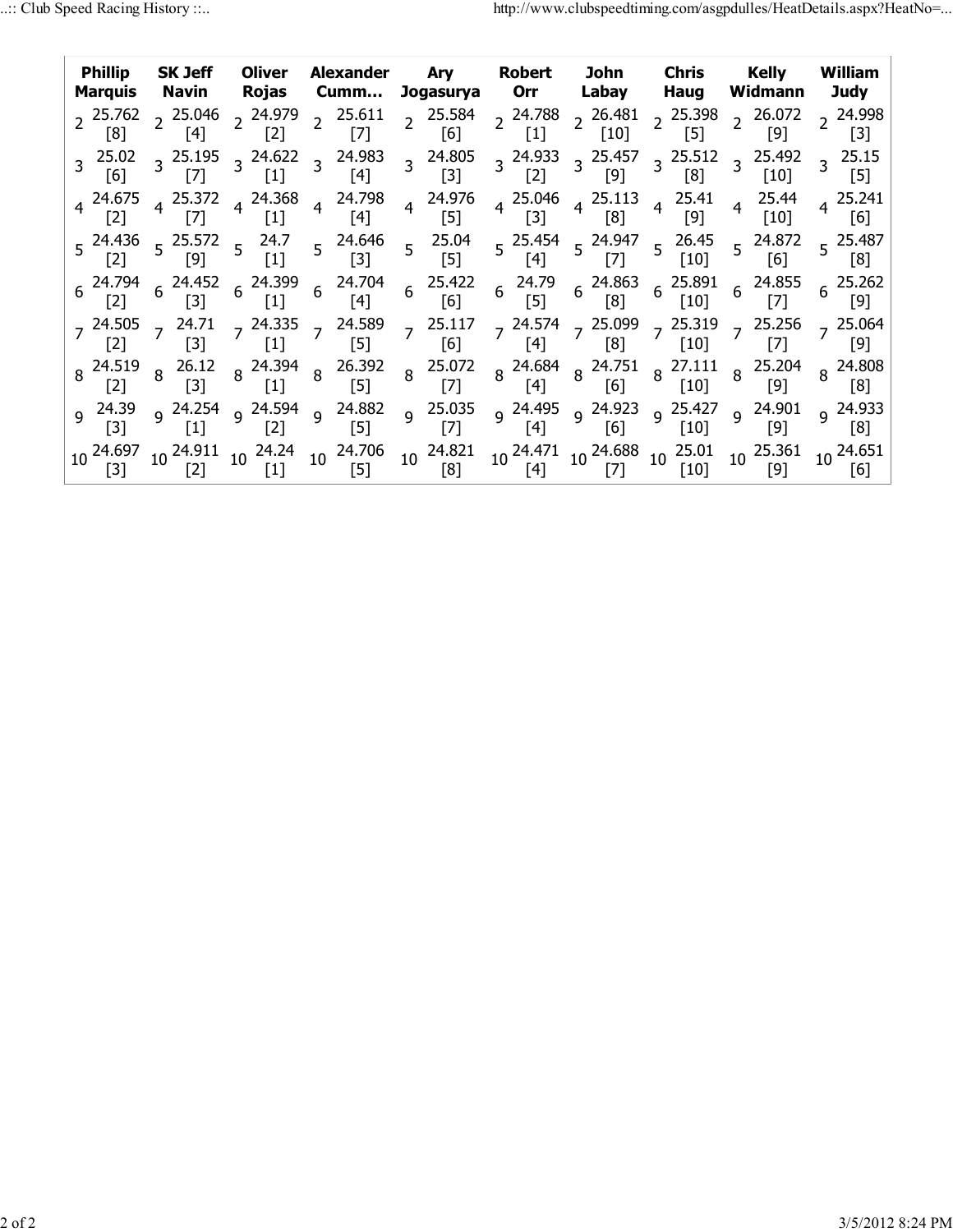| Phillip Marquis | SK Jeff Navin | Oliver Rojas | Alexander Cumm… | Ary Jogasurya | Robert Orr | John Labay | Chris Haug | Kelly Widmann | William Judy |
|---|---|---|---|---|---|---|---|---|---|
| 2 25.762 [8] | 2 25.046 [4] | 2 24.979 [2] | 2 25.611 [7] | 2 25.584 [6] | 2 24.788 [1] | 2 26.481 [10] | 2 25.398 [5] | 2 26.072 [9] | 2 24.998 [3] |
| 3 25.02 [6] | 3 25.195 [7] | 3 24.622 [1] | 3 24.983 [4] | 3 24.805 [3] | 3 24.933 [2] | 3 25.457 [9] | 3 25.512 [8] | 3 25.492 [10] | 3 25.15 [5] |
| 4 24.675 [2] | 4 25.372 [7] | 4 24.368 [1] | 4 24.798 [4] | 4 24.976 [5] | 4 25.046 [3] | 4 25.113 [8] | 4 25.41 [9] | 4 25.44 [10] | 4 25.241 [6] |
| 5 24.436 [2] | 5 25.572 [9] | 5 24.7 [1] | 5 24.646 [3] | 5 25.04 [5] | 5 25.454 [4] | 5 24.947 [7] | 5 26.45 [10] | 5 24.872 [6] | 5 25.487 [8] |
| 6 24.794 [2] | 6 24.452 [3] | 6 24.399 [1] | 6 24.704 [4] | 6 25.422 [6] | 6 24.79 [5] | 6 24.863 [8] | 6 25.891 [10] | 6 24.855 [7] | 6 25.262 [9] |
| 7 24.505 [2] | 7 24.71 [3] | 7 24.335 [1] | 7 24.589 [5] | 7 25.117 [6] | 7 24.574 [4] | 7 25.099 [8] | 7 25.319 [10] | 7 25.256 [7] | 7 25.064 [9] |
| 8 24.519 [2] | 8 26.12 [3] | 8 24.394 [1] | 8 26.392 [5] | 8 25.072 [7] | 8 24.684 [4] | 8 24.751 [6] | 8 27.111 [10] | 8 25.204 [9] | 8 24.808 [8] |
| 9 24.39 [3] | 9 24.254 [1] | 9 24.594 [2] | 9 24.882 [5] | 9 25.035 [7] | 9 24.495 [4] | 9 24.923 [6] | 9 25.427 [10] | 9 24.901 [9] | 9 24.933 [8] |
| 10 24.697 [3] | 10 24.911 [2] | 10 24.24 [1] | 10 24.706 [5] | 10 24.821 [8] | 10 24.471 [4] | 10 24.688 [7] | 10 25.01 [10] | 10 25.361 [9] | 10 24.651 [6] |